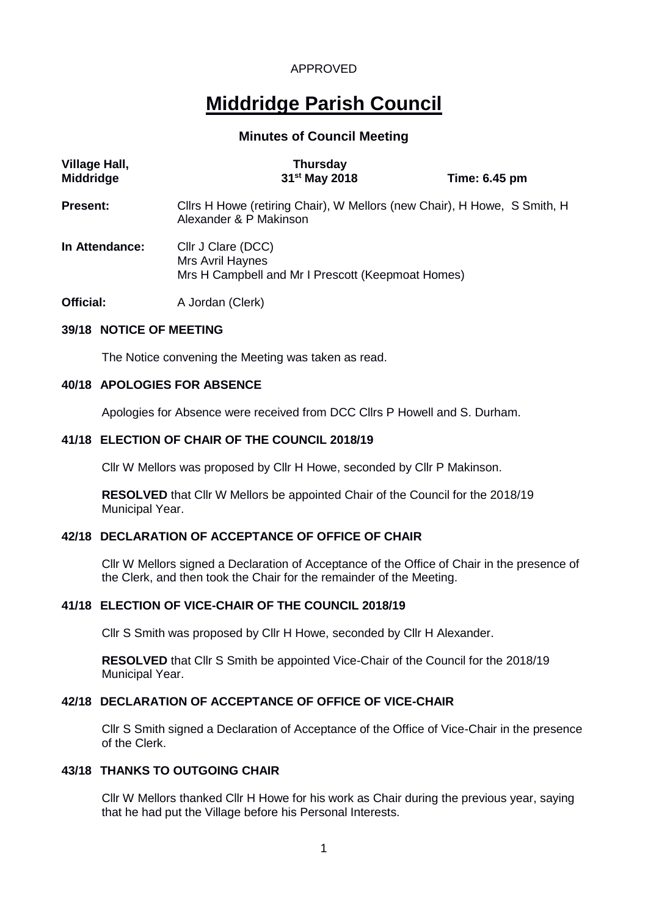APPROVED

# Middridge Parish Council

## Minutes of Council Meeting

| Village Hall, Middridge | Thursday 31st May 2018 | Time: 6.45 pm |
|---|---|---|

**Present:** Cllrs H Howe (retiring Chair), W Mellors (new Chair), H Howe, S Smith, H Alexander & P Makinson

**In Attendance:** Cllr J Clare (DCC)
Mrs Avril Haynes
Mrs H Campbell and Mr I Prescott (Keepmoat Homes)

**Official:** A Jordan (Clerk)

### 39/18 NOTICE OF MEETING

The Notice convening the Meeting was taken as read.

### 40/18 APOLOGIES FOR ABSENCE

Apologies for Absence were received from DCC Cllrs P Howell and S. Durham.

### 41/18 ELECTION OF CHAIR OF THE COUNCIL 2018/19

Cllr W Mellors was proposed by Cllr H Howe, seconded by Cllr P Makinson.

**RESOLVED** that Cllr W Mellors be appointed Chair of the Council for the 2018/19 Municipal Year.

### 42/18 DECLARATION OF ACCEPTANCE OF OFFICE OF CHAIR

Cllr W Mellors signed a Declaration of Acceptance of the Office of Chair in the presence of the Clerk, and then took the Chair for the remainder of the Meeting.

### 41/18 ELECTION OF VICE-CHAIR OF THE COUNCIL 2018/19

Cllr S Smith was proposed by Cllr H Howe, seconded by Cllr H Alexander.

**RESOLVED** that Cllr S Smith be appointed Vice-Chair of the Council for the 2018/19 Municipal Year.

### 42/18 DECLARATION OF ACCEPTANCE OF OFFICE OF VICE-CHAIR

Cllr S Smith signed a Declaration of Acceptance of the Office of Vice-Chair in the presence of the Clerk.

### 43/18 THANKS TO OUTGOING CHAIR

Cllr W Mellors thanked Cllr H Howe for his work as Chair during the previous year, saying that he had put the Village before his Personal Interests.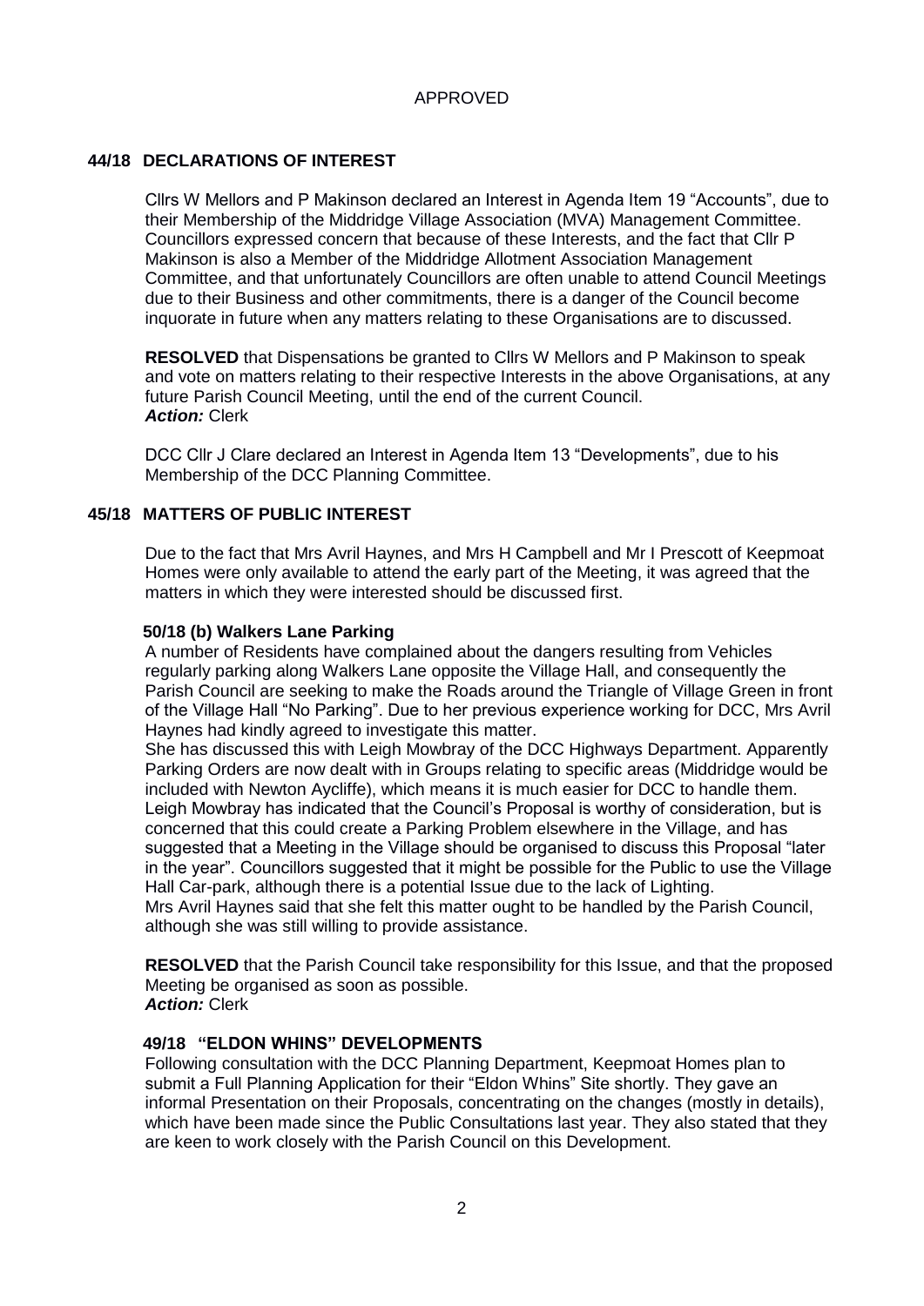APPROVED

### 44/18 DECLARATIONS OF INTEREST

Cllrs W Mellors and P Makinson declared an Interest in Agenda Item 19 "Accounts", due to their Membership of the Middridge Village Association (MVA) Management Committee. Councillors expressed concern that because of these Interests, and the fact that Cllr P Makinson is also a Member of the Middridge Allotment Association Management Committee, and that unfortunately Councillors are often unable to attend Council Meetings due to their Business and other commitments, there is a danger of the Council become inquorate in future when any matters relating to these Organisations are to discussed.

**RESOLVED** that Dispensations be granted to Cllrs W Mellors and P Makinson to speak and vote on matters relating to their respective Interests in the above Organisations, at any future Parish Council Meeting, until the end of the current Council.
***Action:*** Clerk

DCC Cllr J Clare declared an Interest in Agenda Item 13 "Developments", due to his Membership of the DCC Planning Committee.

### 45/18 MATTERS OF PUBLIC INTEREST

Due to the fact that Mrs Avril Haynes, and Mrs H Campbell and Mr I Prescott of Keepmoat Homes were only available to attend the early part of the Meeting, it was agreed that the matters in which they were interested should be discussed first.

#### 50/18 (b) Walkers Lane Parking

A number of Residents have complained about the dangers resulting from Vehicles regularly parking along Walkers Lane opposite the Village Hall, and consequently the Parish Council are seeking to make the Roads around the Triangle of Village Green in front of the Village Hall "No Parking". Due to her previous experience working for DCC, Mrs Avril Haynes had kindly agreed to investigate this matter.

She has discussed this with Leigh Mowbray of the DCC Highways Department. Apparently Parking Orders are now dealt with in Groups relating to specific areas (Middridge would be included with Newton Aycliffe), which means it is much easier for DCC to handle them. Leigh Mowbray has indicated that the Council's Proposal is worthy of consideration, but is concerned that this could create a Parking Problem elsewhere in the Village, and has suggested that a Meeting in the Village should be organised to discuss this Proposal "later in the year". Councillors suggested that it might be possible for the Public to use the Village Hall Car-park, although there is a potential Issue due to the lack of Lighting.

Mrs Avril Haynes said that she felt this matter ought to be handled by the Parish Council, although she was still willing to provide assistance.

**RESOLVED** that the Parish Council take responsibility for this Issue, and that the proposed Meeting be organised as soon as possible.
***Action:*** Clerk

#### 49/18 "ELDON WHINS" DEVELOPMENTS

Following consultation with the DCC Planning Department, Keepmoat Homes plan to submit a Full Planning Application for their "Eldon Whins" Site shortly. They gave an informal Presentation on their Proposals, concentrating on the changes (mostly in details), which have been made since the Public Consultations last year. They also stated that they are keen to work closely with the Parish Council on this Development.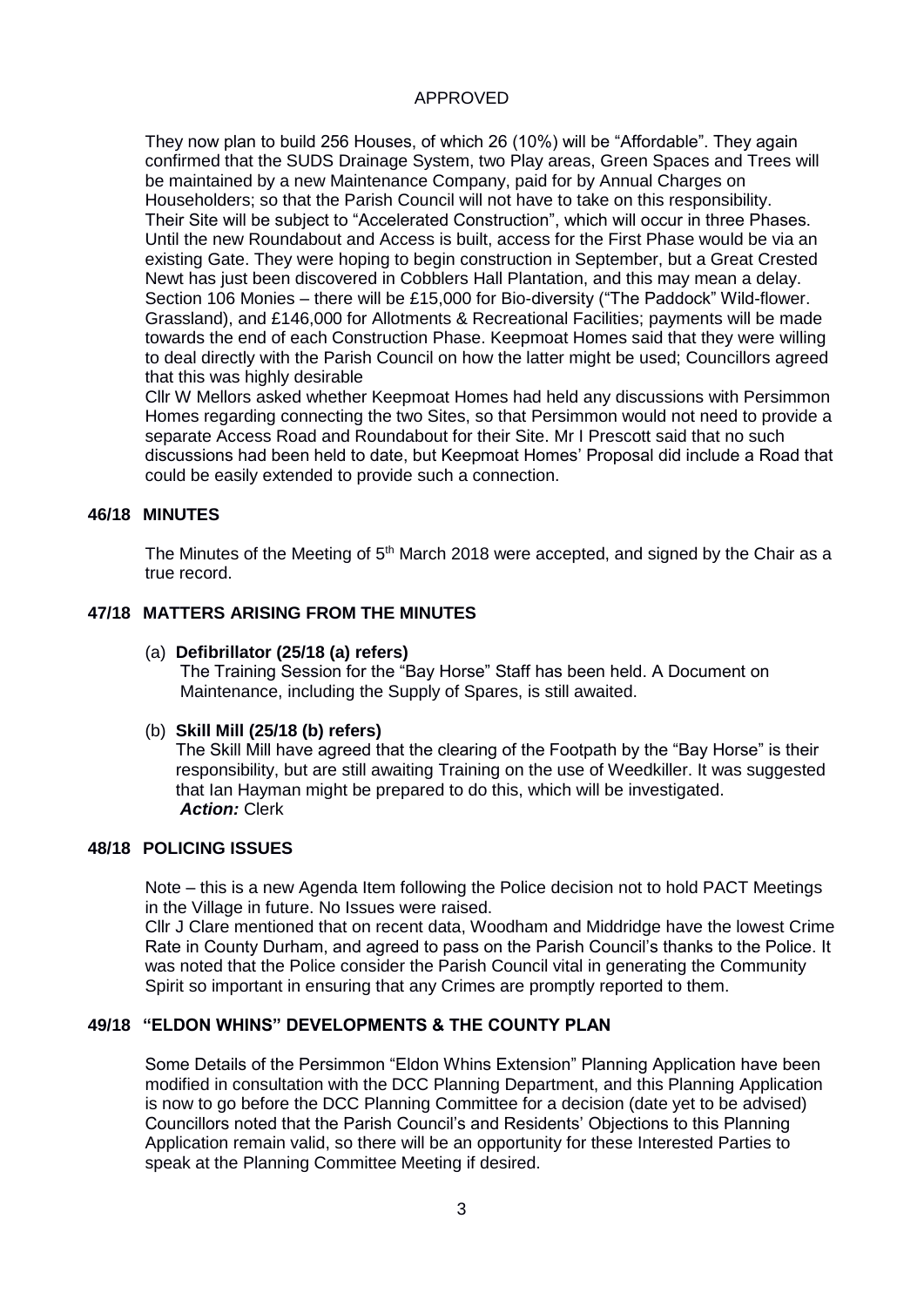APPROVED

They now plan to build 256 Houses, of which 26 (10%) will be "Affordable". They again confirmed that the SUDS Drainage System, two Play areas, Green Spaces and Trees will be maintained by a new Maintenance Company, paid for by Annual Charges on Householders; so that the Parish Council will not have to take on this responsibility. Their Site will be subject to "Accelerated Construction", which will occur in three Phases. Until the new Roundabout and Access is built, access for the First Phase would be via an existing Gate. They were hoping to begin construction in September, but a Great Crested Newt has just been discovered in Cobblers Hall Plantation, and this may mean a delay. Section 106 Monies – there will be £15,000 for Bio-diversity ("The Paddock" Wild-flower. Grassland), and £146,000 for Allotments & Recreational Facilities; payments will be made towards the end of each Construction Phase. Keepmoat Homes said that they were willing to deal directly with the Parish Council on how the latter might be used; Councillors agreed that this was highly desirable

Cllr W Mellors asked whether Keepmoat Homes had held any discussions with Persimmon Homes regarding connecting the two Sites, so that Persimmon would not need to provide a separate Access Road and Roundabout for their Site. Mr I Prescott said that no such discussions had been held to date, but Keepmoat Homes' Proposal did include a Road that could be easily extended to provide such a connection.

## 46/18 MINUTES

The Minutes of the Meeting of 5th March 2018 were accepted, and signed by the Chair as a true record.

## 47/18 MATTERS ARISING FROM THE MINUTES

(a) **Defibrillator (25/18 (a) refers)**
The Training Session for the "Bay Horse" Staff has been held. A Document on Maintenance, including the Supply of Spares, is still awaited.

(b) **Skill Mill (25/18 (b) refers)**
The Skill Mill have agreed that the clearing of the Footpath by the "Bay Horse" is their responsibility, but are still awaiting Training on the use of Weedkiller. It was suggested that Ian Hayman might be prepared to do this, which will be investigated.
***Action:*** Clerk

## 48/18 POLICING ISSUES

Note – this is a new Agenda Item following the Police decision not to hold PACT Meetings in the Village in future. No Issues were raised.

Cllr J Clare mentioned that on recent data, Woodham and Middridge have the lowest Crime Rate in County Durham, and agreed to pass on the Parish Council's thanks to the Police. It was noted that the Police consider the Parish Council vital in generating the Community Spirit so important in ensuring that any Crimes are promptly reported to them.

## 49/18 "ELDON WHINS" DEVELOPMENTS & THE COUNTY PLAN

Some Details of the Persimmon "Eldon Whins Extension" Planning Application have been modified in consultation with the DCC Planning Department, and this Planning Application is now to go before the DCC Planning Committee for a decision (date yet to be advised) Councillors noted that the Parish Council's and Residents' Objections to this Planning Application remain valid, so there will be an opportunity for these Interested Parties to speak at the Planning Committee Meeting if desired.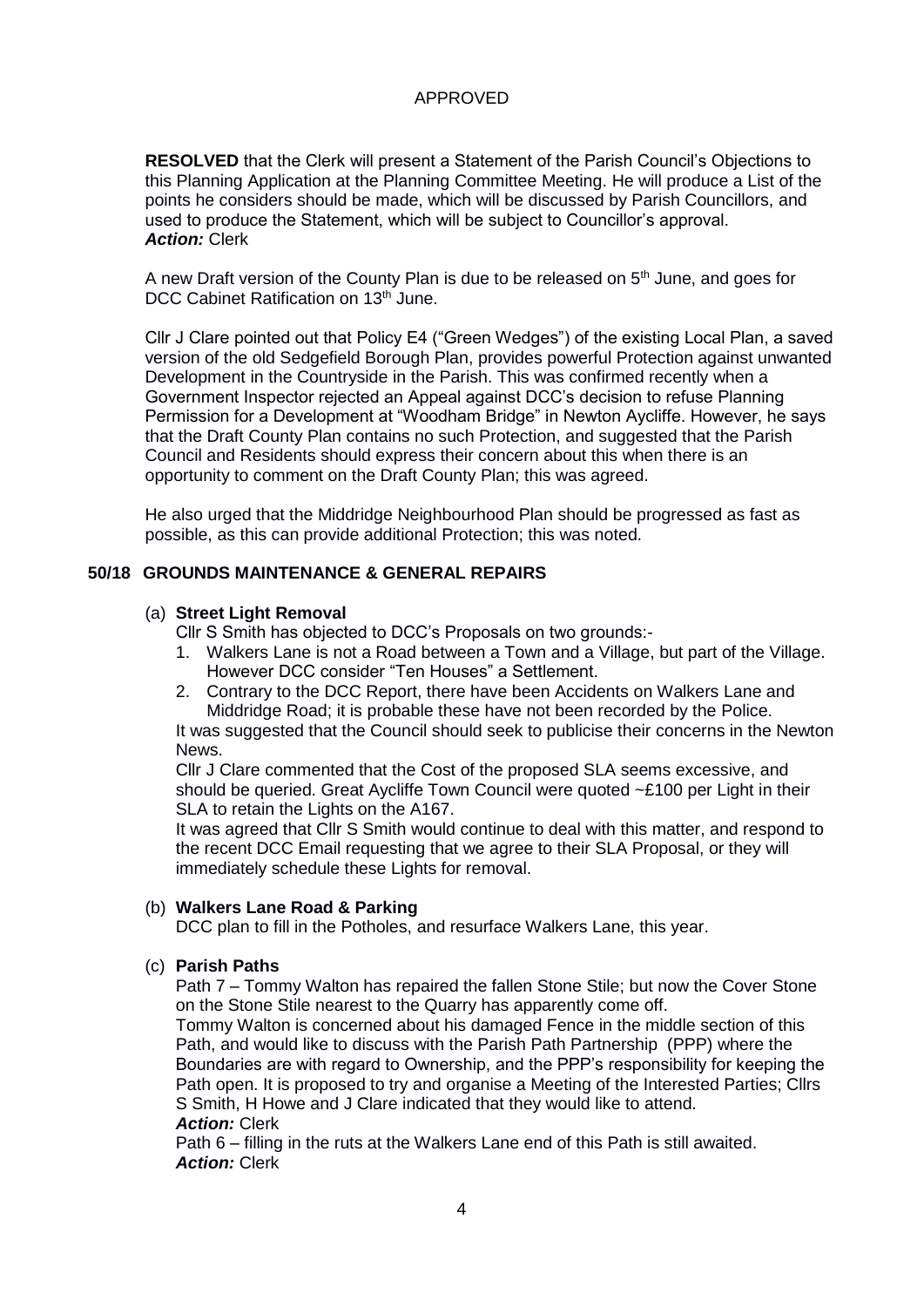APPROVED

**RESOLVED** that the Clerk will present a Statement of the Parish Council's Objections to this Planning Application at the Planning Committee Meeting. He will produce a List of the points he considers should be made, which will be discussed by Parish Councillors, and used to produce the Statement, which will be subject to Councillor's approval.
***Action:*** Clerk

A new Draft version of the County Plan is due to be released on 5th June, and goes for DCC Cabinet Ratification on 13th June.

Cllr J Clare pointed out that Policy E4 ("Green Wedges") of the existing Local Plan, a saved version of the old Sedgefield Borough Plan, provides powerful Protection against unwanted Development in the Countryside in the Parish. This was confirmed recently when a Government Inspector rejected an Appeal against DCC's decision to refuse Planning Permission for a Development at "Woodham Bridge" in Newton Aycliffe. However, he says that the Draft County Plan contains no such Protection, and suggested that the Parish Council and Residents should express their concern about this when there is an opportunity to comment on the Draft County Plan; this was agreed.

He also urged that the Middridge Neighbourhood Plan should be progressed as fast as possible, as this can provide additional Protection; this was noted.

## 50/18 GROUNDS MAINTENANCE & GENERAL REPAIRS

(a) **Street Light Removal**

Cllr S Smith has objected to DCC's Proposals on two grounds:-

1. Walkers Lane is not a Road between a Town and a Village, but part of the Village. However DCC consider "Ten Houses" a Settlement.
2. Contrary to the DCC Report, there have been Accidents on Walkers Lane and Middridge Road; it is probable these have not been recorded by the Police.

It was suggested that the Council should seek to publicise their concerns in the Newton News.

Cllr J Clare commented that the Cost of the proposed SLA seems excessive, and should be queried. Great Aycliffe Town Council were quoted ~£100 per Light in their SLA to retain the Lights on the A167.

It was agreed that Cllr S Smith would continue to deal with this matter, and respond to the recent DCC Email requesting that we agree to their SLA Proposal, or they will immediately schedule these Lights for removal.

(b) **Walkers Lane Road & Parking**

DCC plan to fill in the Potholes, and resurface Walkers Lane, this year.

(c) **Parish Paths**

Path 7 – Tommy Walton has repaired the fallen Stone Stile; but now the Cover Stone on the Stone Stile nearest to the Quarry has apparently come off.

Tommy Walton is concerned about his damaged Fence in the middle section of this Path, and would like to discuss with the Parish Path Partnership (PPP) where the Boundaries are with regard to Ownership, and the PPP's responsibility for keeping the Path open. It is proposed to try and organise a Meeting of the Interested Parties; Cllrs S Smith, H Howe and J Clare indicated that they would like to attend.
***Action:*** Clerk

Path 6 – filling in the ruts at the Walkers Lane end of this Path is still awaited.
***Action:*** Clerk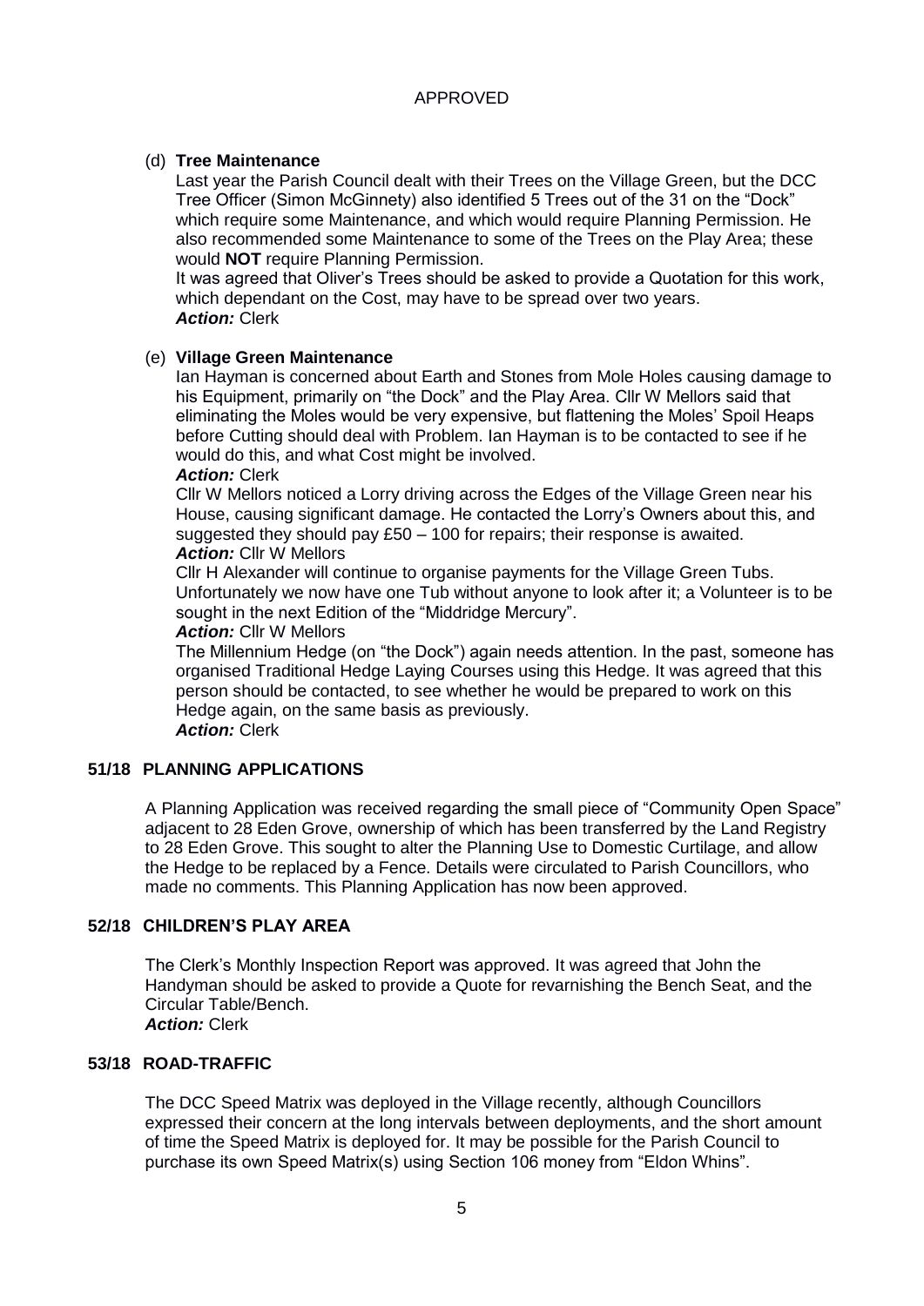APPROVED

(d) **Tree Maintenance**

Last year the Parish Council dealt with their Trees on the Village Green, but the DCC Tree Officer (Simon McGinnety) also identified 5 Trees out of the 31 on the "Dock" which require some Maintenance, and which would require Planning Permission. He also recommended some Maintenance to some of the Trees on the Play Area; these would **NOT** require Planning Permission.

It was agreed that Oliver's Trees should be asked to provide a Quotation for this work, which dependant on the Cost, may have to be spread over two years.

***Action:*** Clerk

(e) **Village Green Maintenance**

Ian Hayman is concerned about Earth and Stones from Mole Holes causing damage to his Equipment, primarily on "the Dock" and the Play Area. Cllr W Mellors said that eliminating the Moles would be very expensive, but flattening the Moles' Spoil Heaps before Cutting should deal with Problem. Ian Hayman is to be contacted to see if he would do this, and what Cost might be involved.

***Action:*** Clerk

Cllr W Mellors noticed a Lorry driving across the Edges of the Village Green near his House, causing significant damage. He contacted the Lorry's Owners about this, and suggested they should pay £50 – 100 for repairs; their response is awaited.

***Action:*** Cllr W Mellors

Cllr H Alexander will continue to organise payments for the Village Green Tubs. Unfortunately we now have one Tub without anyone to look after it; a Volunteer is to be sought in the next Edition of the "Middridge Mercury".

***Action:*** Cllr W Mellors

The Millennium Hedge (on "the Dock") again needs attention. In the past, someone has organised Traditional Hedge Laying Courses using this Hedge. It was agreed that this person should be contacted, to see whether he would be prepared to work on this Hedge again, on the same basis as previously.

***Action:*** Clerk

## 51/18 PLANNING APPLICATIONS

A Planning Application was received regarding the small piece of "Community Open Space" adjacent to 28 Eden Grove, ownership of which has been transferred by the Land Registry to 28 Eden Grove. This sought to alter the Planning Use to Domestic Curtilage, and allow the Hedge to be replaced by a Fence. Details were circulated to Parish Councillors, who made no comments. This Planning Application has now been approved.

## 52/18 CHILDREN'S PLAY AREA

The Clerk's Monthly Inspection Report was approved. It was agreed that John the Handyman should be asked to provide a Quote for revarnishing the Bench Seat, and the Circular Table/Bench.

***Action:*** Clerk

## 53/18 ROAD-TRAFFIC

The DCC Speed Matrix was deployed in the Village recently, although Councillors expressed their concern at the long intervals between deployments, and the short amount of time the Speed Matrix is deployed for. It may be possible for the Parish Council to purchase its own Speed Matrix(s) using Section 106 money from "Eldon Whins".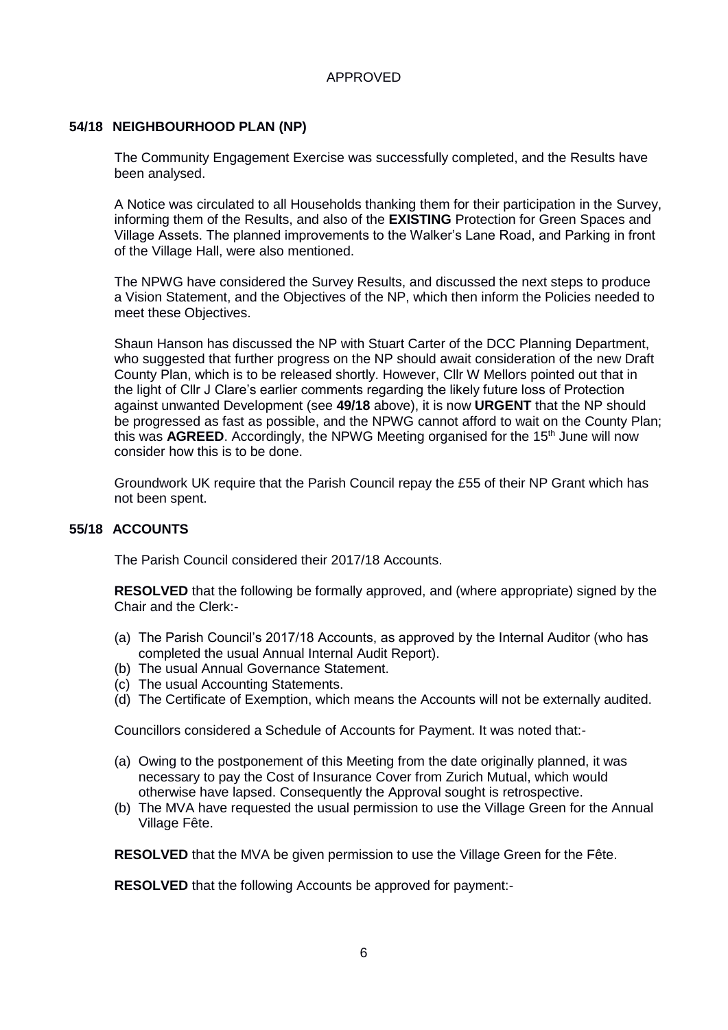APPROVED

## 54/18 NEIGHBOURHOOD PLAN (NP)

The Community Engagement Exercise was successfully completed, and the Results have been analysed.

A Notice was circulated to all Households thanking them for their participation in the Survey, informing them of the Results, and also of the **EXISTING** Protection for Green Spaces and Village Assets. The planned improvements to the Walker's Lane Road, and Parking in front of the Village Hall, were also mentioned.

The NPWG have considered the Survey Results, and discussed the next steps to produce a Vision Statement, and the Objectives of the NP, which then inform the Policies needed to meet these Objectives.

Shaun Hanson has discussed the NP with Stuart Carter of the DCC Planning Department, who suggested that further progress on the NP should await consideration of the new Draft County Plan, which is to be released shortly. However, Cllr W Mellors pointed out that in the light of Cllr J Clare's earlier comments regarding the likely future loss of Protection against unwanted Development (see **49/18** above), it is now **URGENT** that the NP should be progressed as fast as possible, and the NPWG cannot afford to wait on the County Plan; this was **AGREED**. Accordingly, the NPWG Meeting organised for the 15th June will now consider how this is to be done.

Groundwork UK require that the Parish Council repay the £55 of their NP Grant which has not been spent.

## 55/18 ACCOUNTS

The Parish Council considered their 2017/18 Accounts.

**RESOLVED** that the following be formally approved, and (where appropriate) signed by the Chair and the Clerk:-

(a) The Parish Council's 2017/18 Accounts, as approved by the Internal Auditor (who has completed the usual Annual Internal Audit Report).
(b) The usual Annual Governance Statement.
(c) The usual Accounting Statements.
(d) The Certificate of Exemption, which means the Accounts will not be externally audited.

Councillors considered a Schedule of Accounts for Payment. It was noted that:-

(a) Owing to the postponement of this Meeting from the date originally planned, it was necessary to pay the Cost of Insurance Cover from Zurich Mutual, which would otherwise have lapsed. Consequently the Approval sought is retrospective.
(b) The MVA have requested the usual permission to use the Village Green for the Annual Village Fête.

**RESOLVED** that the MVA be given permission to use the Village Green for the Fête.

**RESOLVED** that the following Accounts be approved for payment:-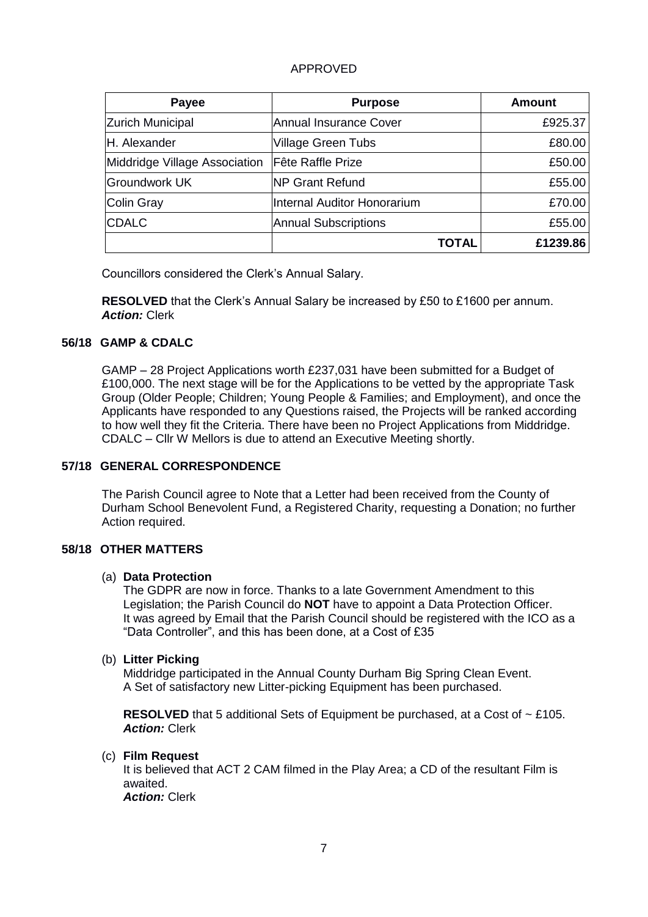APPROVED

| Payee | Purpose | Amount |
|---|---|---|
| Zurich Municipal | Annual Insurance Cover | £925.37 |
| H. Alexander | Village Green Tubs | £80.00 |
| Middridge Village Association | Fête Raffle Prize | £50.00 |
| Groundwork UK | NP Grant Refund | £55.00 |
| Colin Gray | Internal Auditor Honorarium | £70.00 |
| CDALC | Annual Subscriptions | £55.00 |
| | **TOTAL** | **£1239.86** |

Councillors considered the Clerk's Annual Salary.

**RESOLVED** that the Clerk's Annual Salary be increased by £50 to £1600 per annum.
***Action:*** Clerk

### 56/18 GAMP & CDALC

GAMP – 28 Project Applications worth £237,031 have been submitted for a Budget of £100,000. The next stage will be for the Applications to be vetted by the appropriate Task Group (Older People; Children; Young People & Families; and Employment), and once the Applicants have responded to any Questions raised, the Projects will be ranked according to how well they fit the Criteria. There have been no Project Applications from Middridge.
CDALC – Cllr W Mellors is due to attend an Executive Meeting shortly.

### 57/18 GENERAL CORRESPONDENCE

The Parish Council agree to Note that a Letter had been received from the County of Durham School Benevolent Fund, a Registered Charity, requesting a Donation; no further Action required.

### 58/18 OTHER MATTERS

(a) **Data Protection**
The GDPR are now in force. Thanks to a late Government Amendment to this Legislation; the Parish Council do **NOT** have to appoint a Data Protection Officer.
It was agreed by Email that the Parish Council should be registered with the ICO as a "Data Controller", and this has been done, at a Cost of £35

(b) **Litter Picking**
Middridge participated in the Annual County Durham Big Spring Clean Event.
A Set of satisfactory new Litter-picking Equipment has been purchased.

**RESOLVED** that 5 additional Sets of Equipment be purchased, at a Cost of ~ £105.
***Action:*** Clerk

(c) **Film Request**
It is believed that ACT 2 CAM filmed in the Play Area; a CD of the resultant Film is awaited.
***Action:*** Clerk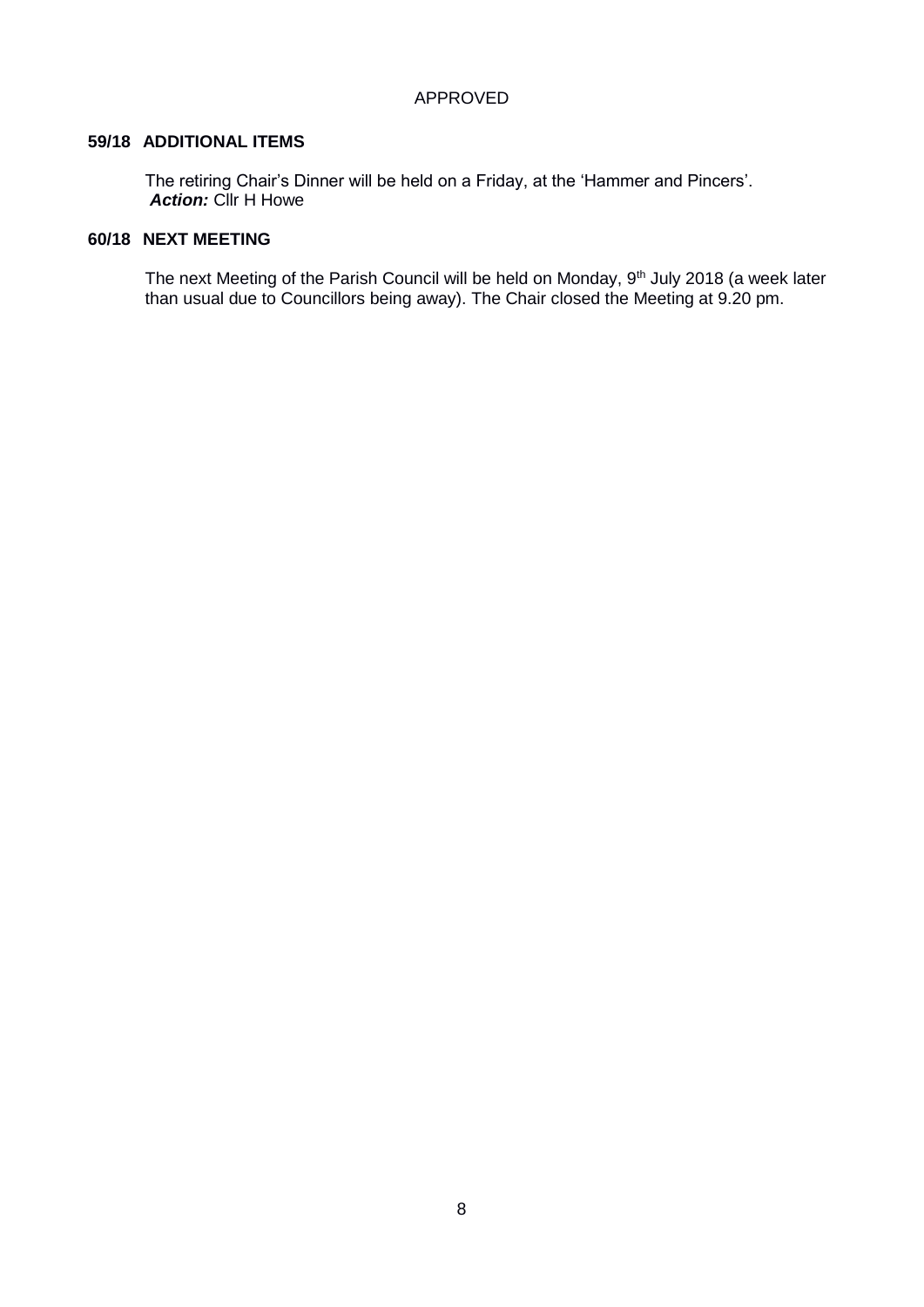APPROVED

**59/18 ADDITIONAL ITEMS**

The retiring Chair's Dinner will be held on a Friday, at the 'Hammer and Pincers'.
***Action:*** Cllr H Howe

**60/18 NEXT MEETING**

The next Meeting of the Parish Council will be held on Monday, 9th July 2018 (a week later than usual due to Councillors being away). The Chair closed the Meeting at 9.20 pm.